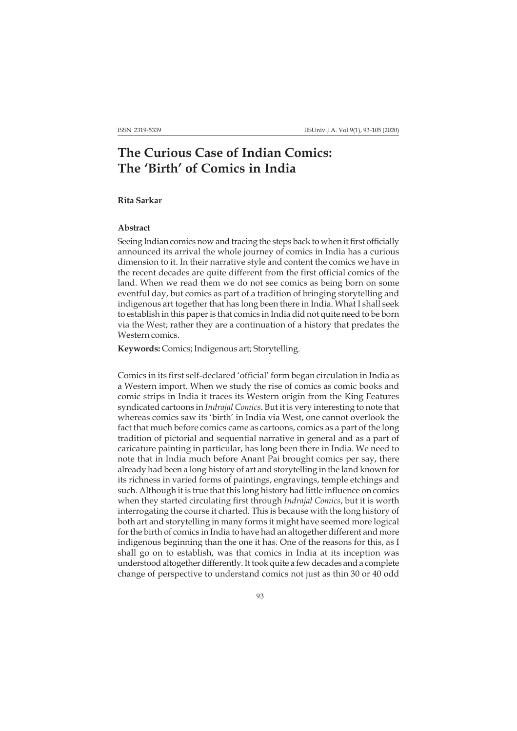# The Curious Case of Indian Comics: The 'Birth' of Comics in India

**Rita Sarkar**

### Abstract

Seeing Indian comics now and tracing the steps back to when it first officially announced its arrival the whole journey of comics in India has a curious dimension to it. In their narrative style and content the comics we have in the recent decades are quite different from the first official comics of the land. When we read them we do not see comics as being born on some eventful day, but comics as part of a tradition of bringing storytelling and indigenous art together that has long been there in India. What I shall seek to establish in this paper is that comics in India did not quite need to be born via the West; rather they are a continuation of a history that predates the Western comics.

**Keywords:** Comics; Indigenous art; Storytelling.

Comics in its first self-declared 'official' form began circulation in India as a Western import. When we study the rise of comics as comic books and comic strips in India it traces its Western origin from the King Features syndicated cartoons in *Indrajal Comics*. But it is very interesting to note that whereas comics saw its 'birth' in India via West, one cannot overlook the fact that much before comics came as cartoons, comics as a part of the long tradition of pictorial and sequential narrative in general and as a part of caricature painting in particular, has long been there in India. We need to note that in India much before Anant Pai brought comics per say, there already had been a long history of art and storytelling in the land known for its richness in varied forms of paintings, engravings, temple etchings and such. Although it is true that this long history had little influence on comics when they started circulating first through *Indrajal Comics*, but it is worth interrogating the course it charted. This is because with the long history of both art and storytelling in many forms it might have seemed more logical for the birth of comics in India to have had an altogether different and more indigenous beginning than the one it has. One of the reasons for this, as I shall go on to establish, was that comics in India at its inception was understood altogether differently. It took quite a few decades and a complete change of perspective to understand comics not just as thin 30 or 40 odd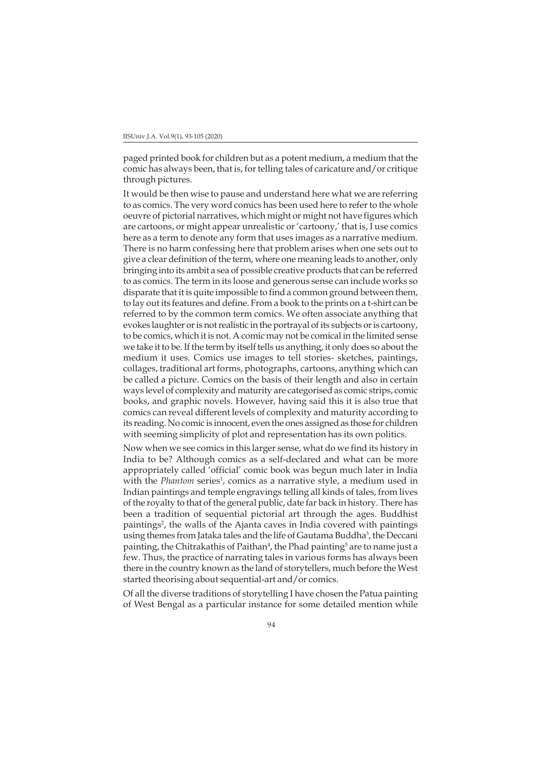paged printed book for children but as a potent medium, a medium that the comic has always been, that is, for telling tales of caricature and/or critique through pictures.

It would be then wise to pause and understand here what we are referring to as comics. The very word comics has been used here to refer to the whole oeuvre of pictorial narratives, which might or might not have figures which are cartoons, or might appear unrealistic or 'cartoony,' that is, I use comics here as a term to denote any form that uses images as a narrative medium. There is no harm confessing here that problem arises when one sets out to give a clear definition of the term, where one meaning leads to another, only bringing into its ambit a sea of possible creative products that can be referred to as comics. The term in its loose and generous sense can include works so disparate that it is quite impossible to find a common ground between them, to lay out its features and define. From a book to the prints on a t-shirt can be referred to by the common term comics. We often associate anything that evokes laughter or is not realistic in the portrayal of its subjects or is cartoony, to be comics, which it is not. A comic may not be comical in the limited sense we take it to be. If the term by itself tells us anything, it only does so about the medium it uses. Comics use images to tell stories- sketches, paintings, collages, traditional art forms, photographs, cartoons, anything which can be called a picture. Comics on the basis of their length and also in certain ways level of complexity and maturity are categorised as comic strips, comic books, and graphic novels. However, having said this it is also true that comics can reveal different levels of complexity and maturity according to its reading. No comic is innocent, even the ones assigned as those for children with seeming simplicity of plot and representation has its own politics.

Now when we see comics in this larger sense, what do we find its history in India to be? Although comics as a self-declared and what can be more appropriately called 'official' comic book was begun much later in India with the *Phantom* series[1], comics as a narrative style, a medium used in Indian paintings and temple engravings telling all kinds of tales, from lives of the royalty to that of the general public, date far back in history. There has been a tradition of sequential pictorial art through the ages. Buddhist paintings[2], the walls of the Ajanta caves in India covered with paintings using themes from Jataka tales and the life of Gautama Buddha[3], the Deccani painting, the Chitrakathis of Paithan[4], the Phad painting[5] are to name just a few. Thus, the practice of narrating tales in various forms has always been there in the country known as the land of storytellers, much before the West started theorising about sequential-art and/or comics.

Of all the diverse traditions of storytelling I have chosen the Patua painting of West Bengal as a particular instance for some detailed mention while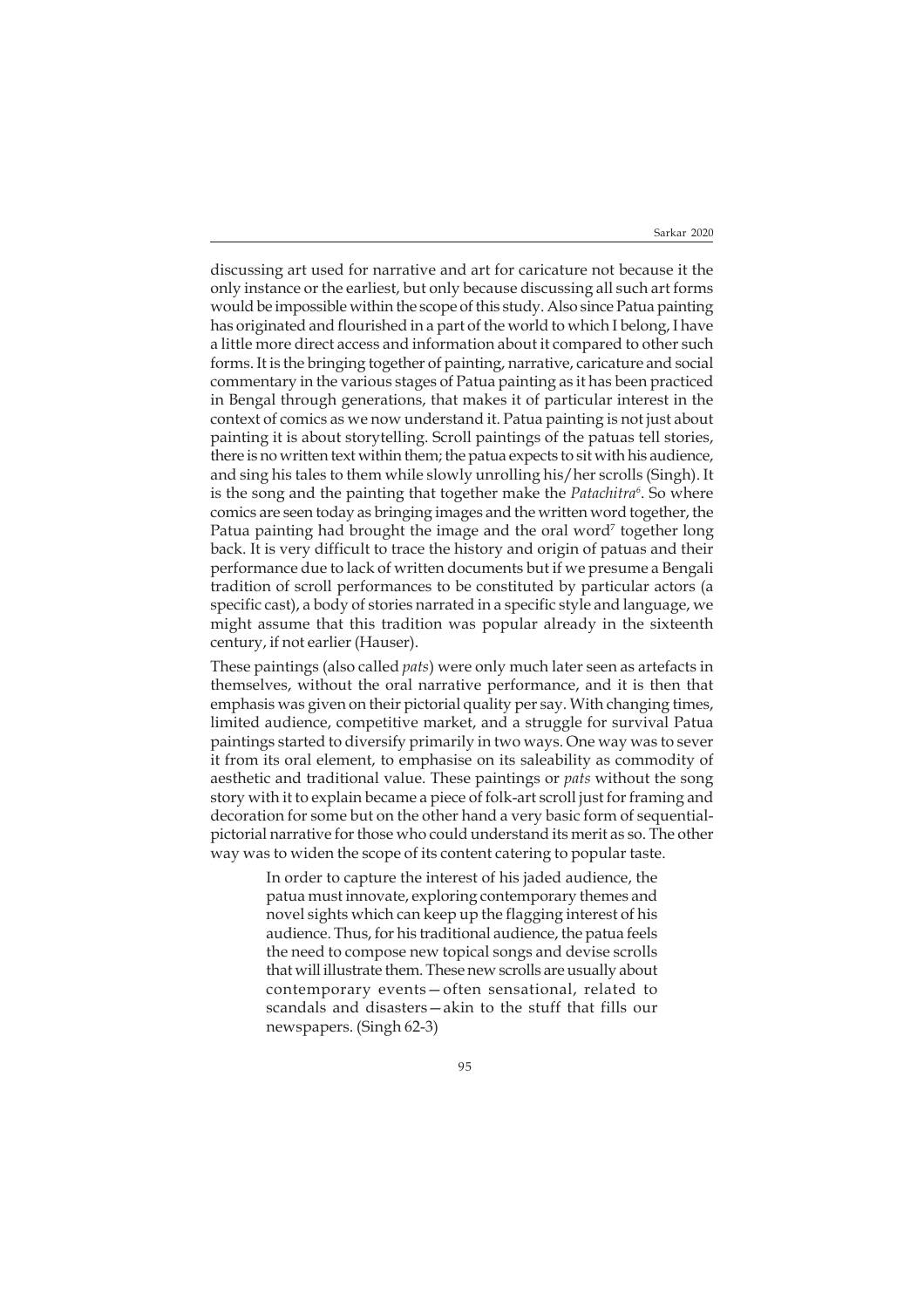discussing art used for narrative and art for caricature not because it the only instance or the earliest, but only because discussing all such art forms would be impossible within the scope of this study. Also since Patua painting has originated and flourished in a part of the world to which I belong, I have a little more direct access and information about it compared to other such forms. It is the bringing together of painting, narrative, caricature and social commentary in the various stages of Patua painting as it has been practiced in Bengal through generations, that makes it of particular interest in the context of comics as we now understand it. Patua painting is not just about painting it is about storytelling. Scroll paintings of the patuas tell stories, there is no written text within them; the patua expects to sit with his audience, and sing his tales to them while slowly unrolling his/her scrolls (Singh). It is the song and the painting that together make the *Patachitra*[6]. So where comics are seen today as bringing images and the written word together, the Patua painting had brought the image and the oral word[7] together long back. It is very difficult to trace the history and origin of patuas and their performance due to lack of written documents but if we presume a Bengali tradition of scroll performances to be constituted by particular actors (a specific cast), a body of stories narrated in a specific style and language, we might assume that this tradition was popular already in the sixteenth century, if not earlier (Hauser).

These paintings (also called *pats*) were only much later seen as artefacts in themselves, without the oral narrative performance, and it is then that emphasis was given on their pictorial quality per say. With changing times, limited audience, competitive market, and a struggle for survival Patua paintings started to diversify primarily in two ways. One way was to sever it from its oral element, to emphasise on its saleability as commodity of aesthetic and traditional value. These paintings or *pats* without the song story with it to explain became a piece of folk-art scroll just for framing and decoration for some but on the other hand a very basic form of sequential-pictorial narrative for those who could understand its merit as so. The other way was to widen the scope of its content catering to popular taste.

> In order to capture the interest of his jaded audience, the patua must innovate, exploring contemporary themes and novel sights which can keep up the flagging interest of his audience. Thus, for his traditional audience, the patua feels the need to compose new topical songs and devise scrolls that will illustrate them. These new scrolls are usually about contemporary events—often sensational, related to scandals and disasters—akin to the stuff that fills our newspapers. (Singh 62-3)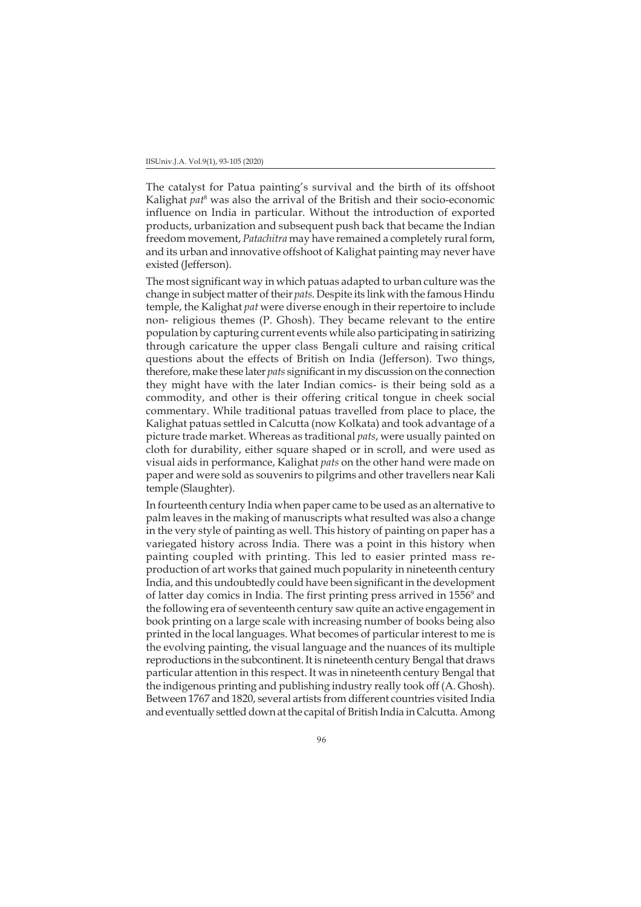The catalyst for Patua painting's survival and the birth of its offshoot Kalighat *pat*[8] was also the arrival of the British and their socio-economic influence on India in particular. Without the introduction of exported products, urbanization and subsequent push back that became the Indian freedom movement, *Patachitra* may have remained a completely rural form, and its urban and innovative offshoot of Kalighat painting may never have existed (Jefferson).

The most significant way in which patuas adapted to urban culture was the change in subject matter of their *pats*. Despite its link with the famous Hindu temple, the Kalighat *pat* were diverse enough in their repertoire to include non- religious themes (P. Ghosh). They became relevant to the entire population by capturing current events while also participating in satirizing through caricature the upper class Bengali culture and raising critical questions about the effects of British on India (Jefferson). Two things, therefore, make these later *pats* significant in my discussion on the connection they might have with the later Indian comics- is their being sold as a commodity, and other is their offering critical tongue in cheek social commentary. While traditional patuas travelled from place to place, the Kalighat patuas settled in Calcutta (now Kolkata) and took advantage of a picture trade market. Whereas as traditional *pats*, were usually painted on cloth for durability, either square shaped or in scroll, and were used as visual aids in performance, Kalighat *pats* on the other hand were made on paper and were sold as souvenirs to pilgrims and other travellers near Kali temple (Slaughter).

In fourteenth century India when paper came to be used as an alternative to palm leaves in the making of manuscripts what resulted was also a change in the very style of painting as well. This history of painting on paper has a variegated history across India. There was a point in this history when painting coupled with printing. This led to easier printed mass re-production of art works that gained much popularity in nineteenth century India, and this undoubtedly could have been significant in the development of latter day comics in India. The first printing press arrived in 1556[9] and the following era of seventeenth century saw quite an active engagement in book printing on a large scale with increasing number of books being also printed in the local languages. What becomes of particular interest to me is the evolving painting, the visual language and the nuances of its multiple reproductions in the subcontinent. It is nineteenth century Bengal that draws particular attention in this respect. It was in nineteenth century Bengal that the indigenous printing and publishing industry really took off (A. Ghosh). Between 1767 and 1820, several artists from different countries visited India and eventually settled down at the capital of British India in Calcutta. Among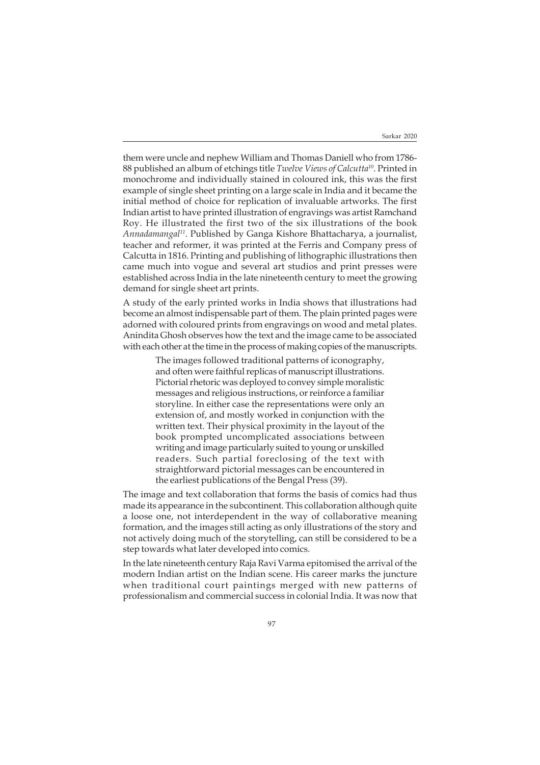them were uncle and nephew William and Thomas Daniell who from 1786-88 published an album of etchings title *Twelve Views of Calcutta*[10]. Printed in monochrome and individually stained in coloured ink, this was the first example of single sheet printing on a large scale in India and it became the initial method of choice for replication of invaluable artworks. The first Indian artist to have printed illustration of engravings was artist Ramchand Roy. He illustrated the first two of the six illustrations of the book *Annadamangal*[11]. Published by Ganga Kishore Bhattacharya, a journalist, teacher and reformer, it was printed at the Ferris and Company press of Calcutta in 1816. Printing and publishing of lithographic illustrations then came much into vogue and several art studios and print presses were established across India in the late nineteenth century to meet the growing demand for single sheet art prints.

A study of the early printed works in India shows that illustrations had become an almost indispensable part of them. The plain printed pages were adorned with coloured prints from engravings on wood and metal plates. Anindita Ghosh observes how the text and the image came to be associated with each other at the time in the process of making copies of the manuscripts.

> The images followed traditional patterns of iconography, and often were faithful replicas of manuscript illustrations. Pictorial rhetoric was deployed to convey simple moralistic messages and religious instructions, or reinforce a familiar storyline. In either case the representations were only an extension of, and mostly worked in conjunction with the written text. Their physical proximity in the layout of the book prompted uncomplicated associations between writing and image particularly suited to young or unskilled readers. Such partial foreclosing of the text with straightforward pictorial messages can be encountered in the earliest publications of the Bengal Press (39).

The image and text collaboration that forms the basis of comics had thus made its appearance in the subcontinent. This collaboration although quite a loose one, not interdependent in the way of collaborative meaning formation, and the images still acting as only illustrations of the story and not actively doing much of the storytelling, can still be considered to be a step towards what later developed into comics.

In the late nineteenth century Raja Ravi Varma epitomised the arrival of the modern Indian artist on the Indian scene. His career marks the juncture when traditional court paintings merged with new patterns of professionalism and commercial success in colonial India. It was now that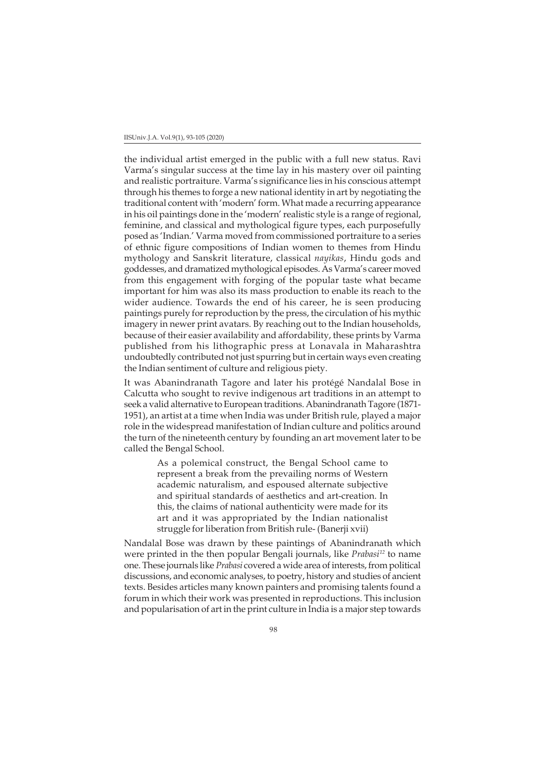the individual artist emerged in the public with a full new status. Ravi Varma's singular success at the time lay in his mastery over oil painting and realistic portraiture. Varma's significance lies in his conscious attempt through his themes to forge a new national identity in art by negotiating the traditional content with 'modern' form. What made a recurring appearance in his oil paintings done in the 'modern' realistic style is a range of regional, feminine, and classical and mythological figure types, each purposefully posed as 'Indian.' Varma moved from commissioned portraiture to a series of ethnic figure compositions of Indian women to themes from Hindu mythology and Sanskrit literature, classical *nayikas*, Hindu gods and goddesses, and dramatized mythological episodes. As Varma's career moved from this engagement with forging of the popular taste what became important for him was also its mass production to enable its reach to the wider audience. Towards the end of his career, he is seen producing paintings purely for reproduction by the press, the circulation of his mythic imagery in newer print avatars. By reaching out to the Indian households, because of their easier availability and affordability, these prints by Varma published from his lithographic press at Lonavala in Maharashtra undoubtedly contributed not just spurring but in certain ways even creating the Indian sentiment of culture and religious piety.

It was Abanindranath Tagore and later his protégé Nandalal Bose in Calcutta who sought to revive indigenous art traditions in an attempt to seek a valid alternative to European traditions. Abanindranath Tagore (1871-1951), an artist at a time when India was under British rule, played a major role in the widespread manifestation of Indian culture and politics around the turn of the nineteenth century by founding an art movement later to be called the Bengal School.

> As a polemical construct, the Bengal School came to represent a break from the prevailing norms of Western academic naturalism, and espoused alternate subjective and spiritual standards of aesthetics and art-creation. In this, the claims of national authenticity were made for its art and it was appropriated by the Indian nationalist struggle for liberation from British rule- (Banerji xvii)

Nandalal Bose was drawn by these paintings of Abanindranath which were printed in the then popular Bengali journals, like *Prabasi*[12] to name one. These journals like *Prabasi* covered a wide area of interests, from political discussions, and economic analyses, to poetry, history and studies of ancient texts. Besides articles many known painters and promising talents found a forum in which their work was presented in reproductions. This inclusion and popularisation of art in the print culture in India is a major step towards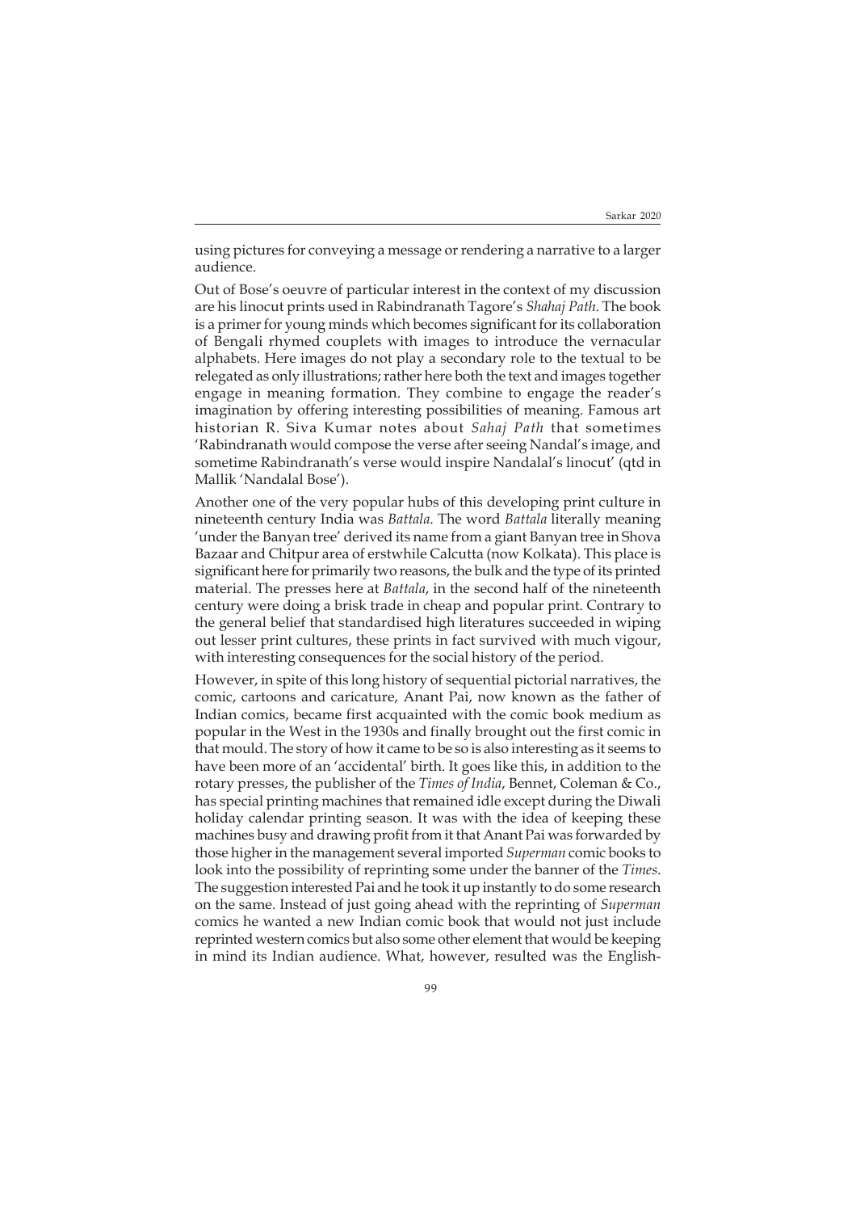using pictures for conveying a message or rendering a narrative to a larger audience.

Out of Bose's oeuvre of particular interest in the context of my discussion are his linocut prints used in Rabindranath Tagore's *Shahaj Path*. The book is a primer for young minds which becomes significant for its collaboration of Bengali rhymed couplets with images to introduce the vernacular alphabets. Here images do not play a secondary role to the textual to be relegated as only illustrations; rather here both the text and images together engage in meaning formation. They combine to engage the reader's imagination by offering interesting possibilities of meaning. Famous art historian R. Siva Kumar notes about *Sahaj Path* that sometimes 'Rabindranath would compose the verse after seeing Nandal's image, and sometime Rabindranath's verse would inspire Nandalal's linocut' (qtd in Mallik 'Nandalal Bose').

Another one of the very popular hubs of this developing print culture in nineteenth century India was *Battala*. The word *Battala* literally meaning 'under the Banyan tree' derived its name from a giant Banyan tree in Shova Bazaar and Chitpur area of erstwhile Calcutta (now Kolkata). This place is significant here for primarily two reasons, the bulk and the type of its printed material. The presses here at *Battala*, in the second half of the nineteenth century were doing a brisk trade in cheap and popular print. Contrary to the general belief that standardised high literatures succeeded in wiping out lesser print cultures, these prints in fact survived with much vigour, with interesting consequences for the social history of the period.

However, in spite of this long history of sequential pictorial narratives, the comic, cartoons and caricature, Anant Pai, now known as the father of Indian comics, became first acquainted with the comic book medium as popular in the West in the 1930s and finally brought out the first comic in that mould. The story of how it came to be so is also interesting as it seems to have been more of an 'accidental' birth. It goes like this, in addition to the rotary presses, the publisher of the *Times of India*, Bennet, Coleman & Co., has special printing machines that remained idle except during the Diwali holiday calendar printing season. It was with the idea of keeping these machines busy and drawing profit from it that Anant Pai was forwarded by those higher in the management several imported *Superman* comic books to look into the possibility of reprinting some under the banner of the *Times*. The suggestion interested Pai and he took it up instantly to do some research on the same. Instead of just going ahead with the reprinting of *Superman* comics he wanted a new Indian comic book that would not just include reprinted western comics but also some other element that would be keeping in mind its Indian audience. What, however, resulted was the English-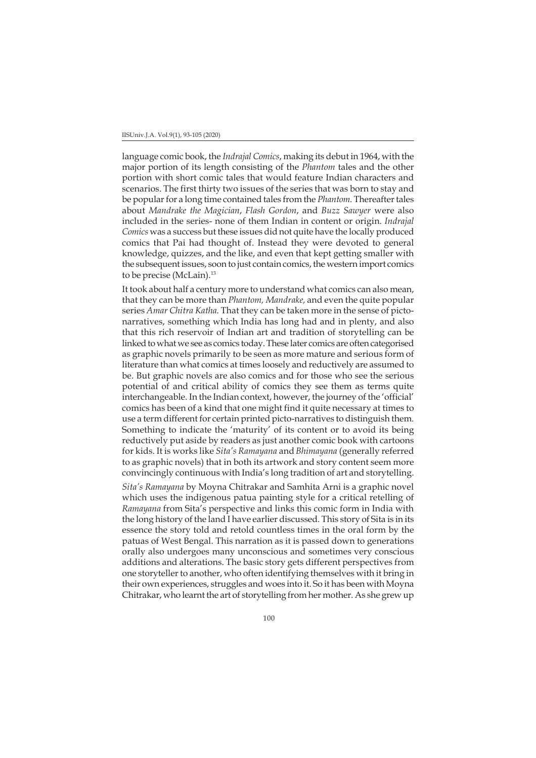language comic book, the *Indrajal Comics*, making its debut in 1964, with the major portion of its length consisting of the *Phantom* tales and the other portion with short comic tales that would feature Indian characters and scenarios. The first thirty two issues of the series that was born to stay and be popular for a long time contained tales from the *Phantom.* Thereafter tales about *Mandrake the Magician*, *Flash Gordon*, and *Buzz Sawyer* were also included in the series- none of them Indian in content or origin. *Indrajal Comics* was a success but these issues did not quite have the locally produced comics that Pai had thought of. Instead they were devoted to general knowledge, quizzes, and the like, and even that kept getting smaller with the subsequent issues, soon to just contain comics, the western import comics to be precise (McLain).[13]

It took about half a century more to understand what comics can also mean, that they can be more than *Phantom, Mandrake,* and even the quite popular series *Amar Chitra Katha*. That they can be taken more in the sense of picto-narratives, something which India has long had and in plenty, and also that this rich reservoir of Indian art and tradition of storytelling can be linked to what we see as comics today. These later comics are often categorised as graphic novels primarily to be seen as more mature and serious form of literature than what comics at times loosely and reductively are assumed to be. But graphic novels are also comics and for those who see the serious potential of and critical ability of comics they see them as terms quite interchangeable. In the Indian context, however, the journey of the 'official' comics has been of a kind that one might find it quite necessary at times to use a term different for certain printed picto-narratives to distinguish them. Something to indicate the 'maturity' of its content or to avoid its being reductively put aside by readers as just another comic book with cartoons for kids. It is works like *Sita's Ramayana* and *Bhimayana* (generally referred to as graphic novels) that in both its artwork and story content seem more convincingly continuous with India's long tradition of art and storytelling.

*Sita's Ramayana* by Moyna Chitrakar and Samhita Arni is a graphic novel which uses the indigenous patua painting style for a critical retelling of *Ramayana* from Sita's perspective and links this comic form in India with the long history of the land I have earlier discussed. This story of Sita is in its essence the story told and retold countless times in the oral form by the patuas of West Bengal. This narration as it is passed down to generations orally also undergoes many unconscious and sometimes very conscious additions and alterations. The basic story gets different perspectives from one storyteller to another, who often identifying themselves with it bring in their own experiences, struggles and woes into it. So it has been with Moyna Chitrakar, who learnt the art of storytelling from her mother. As she grew up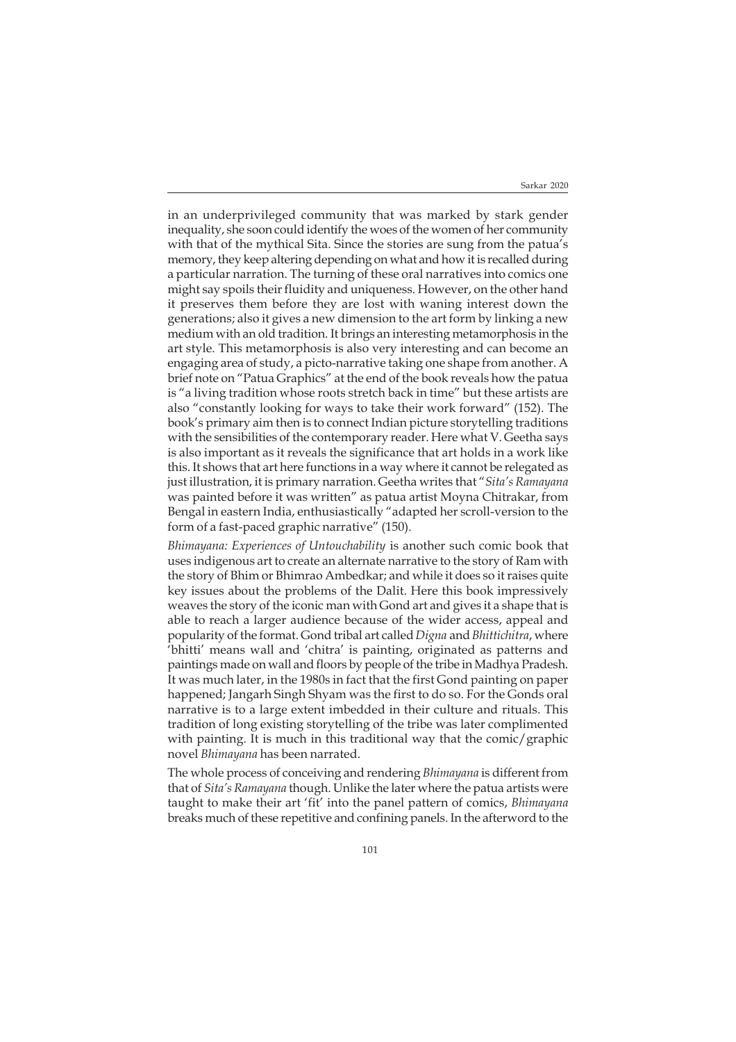in an underprivileged community that was marked by stark gender inequality, she soon could identify the woes of the women of her community with that of the mythical Sita. Since the stories are sung from the patua's memory, they keep altering depending on what and how it is recalled during a particular narration. The turning of these oral narratives into comics one might say spoils their fluidity and uniqueness. However, on the other hand it preserves them before they are lost with waning interest down the generations; also it gives a new dimension to the art form by linking a new medium with an old tradition. It brings an interesting metamorphosis in the art style. This metamorphosis is also very interesting and can become an engaging area of study, a picto-narrative taking one shape from another. A brief note on "Patua Graphics" at the end of the book reveals how the patua is "a living tradition whose roots stretch back in time" but these artists are also "constantly looking for ways to take their work forward" (152). The book's primary aim then is to connect Indian picture storytelling traditions with the sensibilities of the contemporary reader. Here what V. Geetha says is also important as it reveals the significance that art holds in a work like this. It shows that art here functions in a way where it cannot be relegated as just illustration, it is primary narration. Geetha writes that "*Sita's Ramayana* was painted before it was written" as patua artist Moyna Chitrakar, from Bengal in eastern India, enthusiastically "adapted her scroll-version to the form of a fast-paced graphic narrative" (150).

*Bhimayana: Experiences of Untouchability* is another such comic book that uses indigenous art to create an alternate narrative to the story of Ram with the story of Bhim or Bhimrao Ambedkar; and while it does so it raises quite key issues about the problems of the Dalit. Here this book impressively weaves the story of the iconic man with Gond art and gives it a shape that is able to reach a larger audience because of the wider access, appeal and popularity of the format. Gond tribal art called *Digna* and *Bhittichitra*, where 'bhitti' means wall and 'chitra' is painting, originated as patterns and paintings made on wall and floors by people of the tribe in Madhya Pradesh. It was much later, in the 1980s in fact that the first Gond painting on paper happened; Jangarh Singh Shyam was the first to do so. For the Gonds oral narrative is to a large extent imbedded in their culture and rituals. This tradition of long existing storytelling of the tribe was later complimented with painting. It is much in this traditional way that the comic/graphic novel *Bhimayana* has been narrated.

The whole process of conceiving and rendering *Bhimayana* is different from that of *Sita's Ramayana* though. Unlike the later where the patua artists were taught to make their art 'fit' into the panel pattern of comics, *Bhimayana* breaks much of these repetitive and confining panels. In the afterword to the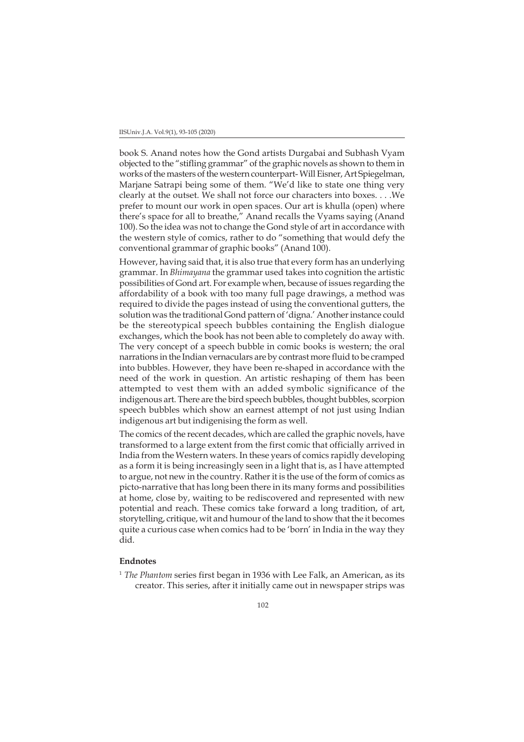book S. Anand notes how the Gond artists Durgabai and Subhash Vyam objected to the "stifling grammar" of the graphic novels as shown to them in works of the masters of the western counterpart- Will Eisner, Art Spiegelman, Marjane Satrapi being some of them. "We'd like to state one thing very clearly at the outset. We shall not force our characters into boxes. . . .We prefer to mount our work in open spaces. Our art is khulla (open) where there's space for all to breathe," Anand recalls the Vyams saying (Anand 100). So the idea was not to change the Gond style of art in accordance with the western style of comics, rather to do "something that would defy the conventional grammar of graphic books" (Anand 100).

However, having said that, it is also true that every form has an underlying grammar. In *Bhimayana* the grammar used takes into cognition the artistic possibilities of Gond art. For example when, because of issues regarding the affordability of a book with too many full page drawings, a method was required to divide the pages instead of using the conventional gutters, the solution was the traditional Gond pattern of 'digna.' Another instance could be the stereotypical speech bubbles containing the English dialogue exchanges, which the book has not been able to completely do away with. The very concept of a speech bubble in comic books is western; the oral narrations in the Indian vernaculars are by contrast more fluid to be cramped into bubbles. However, they have been re-shaped in accordance with the need of the work in question. An artistic reshaping of them has been attempted to vest them with an added symbolic significance of the indigenous art. There are the bird speech bubbles, thought bubbles, scorpion speech bubbles which show an earnest attempt of not just using Indian indigenous art but indigenising the form as well.

The comics of the recent decades, which are called the graphic novels, have transformed to a large extent from the first comic that officially arrived in India from the Western waters. In these years of comics rapidly developing as a form it is being increasingly seen in a light that is, as I have attempted to argue, not new in the country. Rather it is the use of the form of comics as picto-narrative that has long been there in its many forms and possibilities at home, close by, waiting to be rediscovered and represented with new potential and reach. These comics take forward a long tradition, of art, storytelling, critique, wit and humour of the land to show that the it becomes quite a curious case when comics had to be 'born' in India in the way they did.

## Endnotes

[1] *The Phantom* series first began in 1936 with Lee Falk, an American, as its creator. This series, after it initially came out in newspaper strips was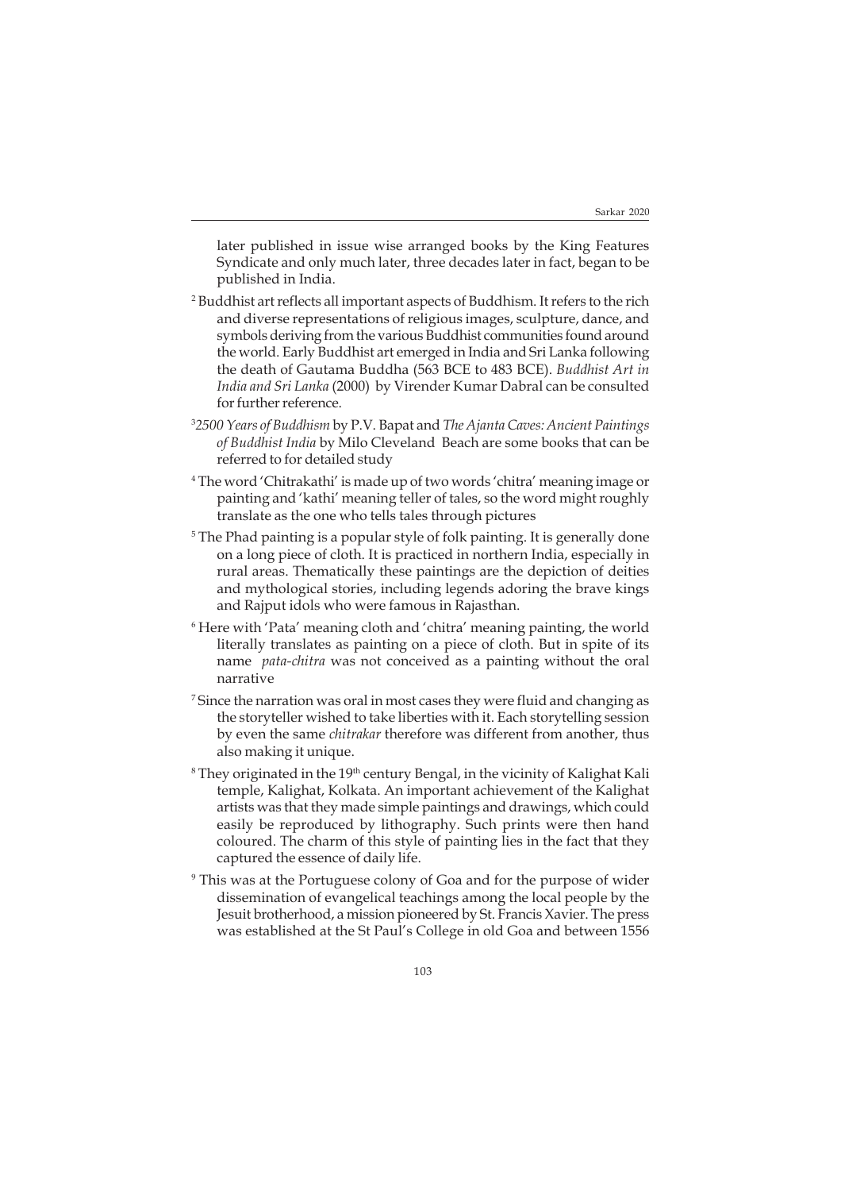later published in issue wise arranged books by the King Features Syndicate and only much later, three decades later in fact, began to be published in India.

[2] Buddhist art reflects all important aspects of Buddhism. It refers to the rich and diverse representations of religious images, sculpture, dance, and symbols deriving from the various Buddhist communities found around the world. Early Buddhist art emerged in India and Sri Lanka following the death of Gautama Buddha (563 BCE to 483 BCE). *Buddhist Art in India and Sri Lanka* (2000) by Virender Kumar Dabral can be consulted for further reference.

[3] *2500 Years of Buddhism* by P.V. Bapat and *The Ajanta Caves: Ancient Paintings of Buddhist India* by Milo Cleveland Beach are some books that can be referred to for detailed study

[4] The word 'Chitrakathi' is made up of two words 'chitra' meaning image or painting and 'kathi' meaning teller of tales, so the word might roughly translate as the one who tells tales through pictures

[5] The Phad painting is a popular style of folk painting. It is generally done on a long piece of cloth. It is practiced in northern India, especially in rural areas. Thematically these paintings are the depiction of deities and mythological stories, including legends adoring the brave kings and Rajput idols who were famous in Rajasthan.

[6] Here with 'Pata' meaning cloth and 'chitra' meaning painting, the world literally translates as painting on a piece of cloth. But in spite of its name *pata-chitra* was not conceived as a painting without the oral narrative

[7] Since the narration was oral in most cases they were fluid and changing as the storyteller wished to take liberties with it. Each storytelling session by even the same *chitrakar* therefore was different from another, thus also making it unique.

[8] They originated in the 19th century Bengal, in the vicinity of Kalighat Kali temple, Kalighat, Kolkata. An important achievement of the Kalighat artists was that they made simple paintings and drawings, which could easily be reproduced by lithography. Such prints were then hand coloured. The charm of this style of painting lies in the fact that they captured the essence of daily life.

[9] This was at the Portuguese colony of Goa and for the purpose of wider dissemination of evangelical teachings among the local people by the Jesuit brotherhood, a mission pioneered by St. Francis Xavier. The press was established at the St Paul's College in old Goa and between 1556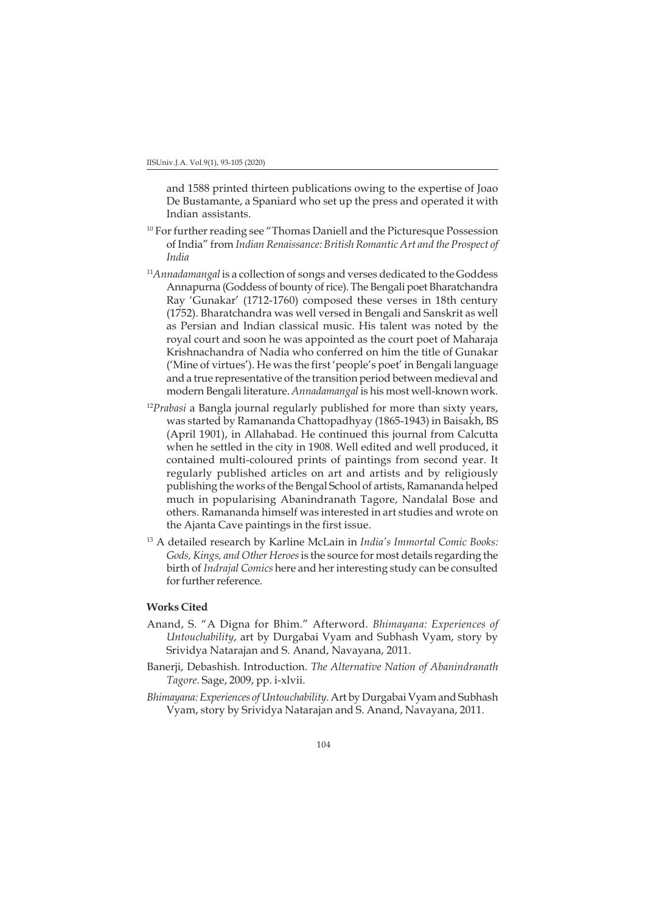and 1588 printed thirteen publications owing to the expertise of Joao De Bustamante, a Spaniard who set up the press and operated it with Indian assistants.

[10] For further reading see "Thomas Daniell and the Picturesque Possession of India" from *Indian Renaissance: British Romantic Art and the Prospect of India*

[11] *Annadamangal* is a collection of songs and verses dedicated to the Goddess Annapurna (Goddess of bounty of rice). The Bengali poet Bharatchandra Ray 'Gunakar' (1712-1760) composed these verses in 18th century (1752). Bharatchandra was well versed in Bengali and Sanskrit as well as Persian and Indian classical music. His talent was noted by the royal court and soon he was appointed as the court poet of Maharaja Krishnachandra of Nadia who conferred on him the title of Gunakar ('Mine of virtues'). He was the first 'people's poet' in Bengali language and a true representative of the transition period between medieval and modern Bengali literature. *Annadamangal* is his most well-known work.

[12] *Prabasi* a Bangla journal regularly published for more than sixty years, was started by Ramananda Chattopadhyay (1865-1943) in Baisakh, BS (April 1901), in Allahabad. He continued this journal from Calcutta when he settled in the city in 1908. Well edited and well produced, it contained multi-coloured prints of paintings from second year. It regularly published articles on art and artists and by religiously publishing the works of the Bengal School of artists, Ramananda helped much in popularising Abanindranath Tagore, Nandalal Bose and others. Ramananda himself was interested in art studies and wrote on the Ajanta Cave paintings in the first issue.

[13] A detailed research by Karline McLain in *India's Immortal Comic Books: Gods, Kings, and Other Heroes* is the source for most details regarding the birth of *Indrajal Comics* here and her interesting study can be consulted for further reference.

**Works Cited**

Anand, S. "A Digna for Bhim." Afterword. *Bhimayana: Experiences of Untouchability*, art by Durgabai Vyam and Subhash Vyam, story by Srividya Natarajan and S. Anand, Navayana, 2011.

Banerji, Debashish. Introduction. *The Alternative Nation of Abanindranath Tagore*. Sage, 2009, pp. i-xlvii.

*Bhimayana: Experiences of Untouchability*. Art by Durgabai Vyam and Subhash Vyam, story by Srividya Natarajan and S. Anand, Navayana, 2011.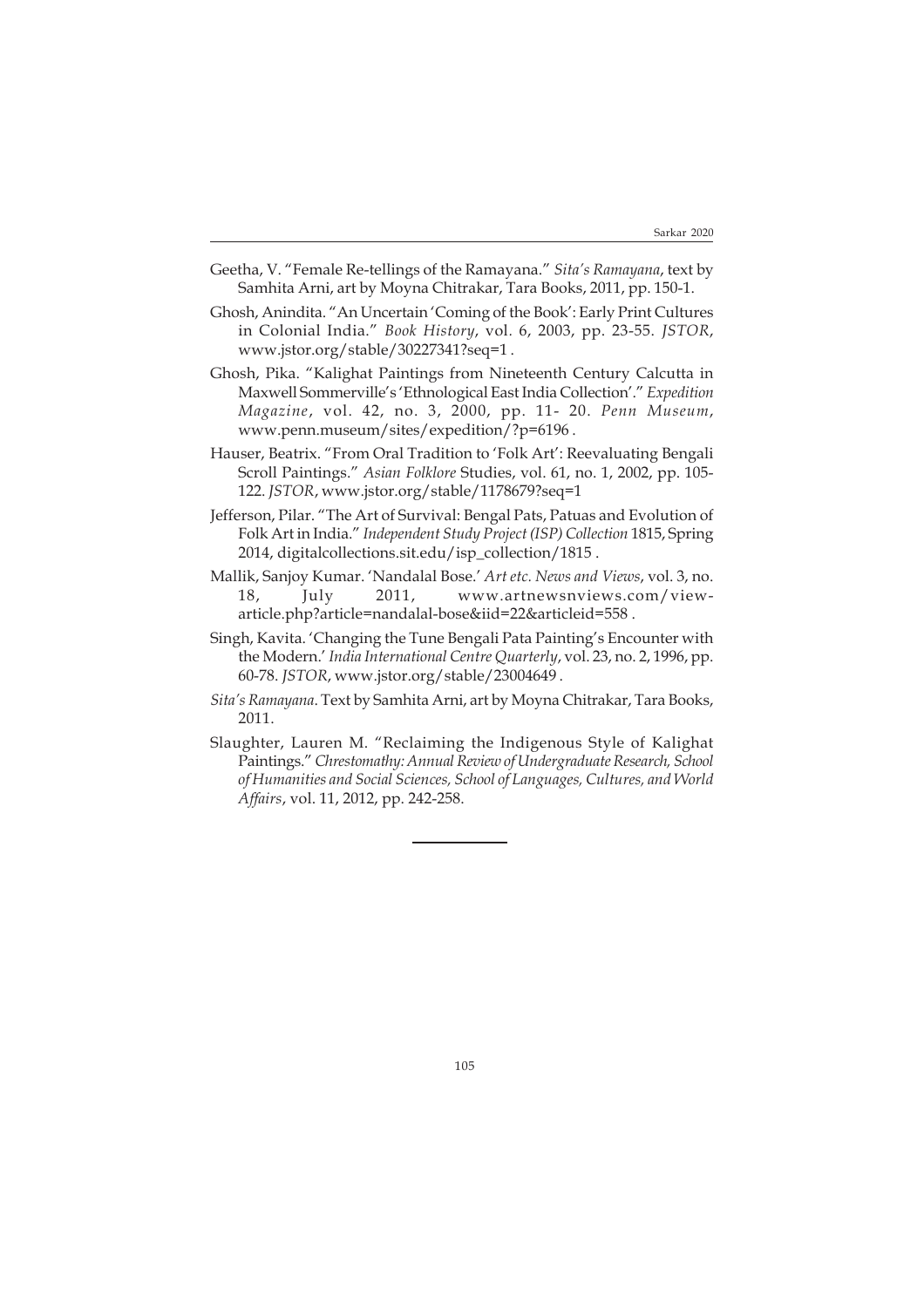Geetha, V. "Female Re-tellings of the Ramayana." *Sita's Ramayana*, text by Samhita Arni, art by Moyna Chitrakar, Tara Books, 2011, pp. 150-1.

Ghosh, Anindita. "An Uncertain 'Coming of the Book': Early Print Cultures in Colonial India." *Book History*, vol. 6, 2003, pp. 23-55. *JSTOR*, www.jstor.org/stable/30227341?seq=1 .

Ghosh, Pika. "Kalighat Paintings from Nineteenth Century Calcutta in Maxwell Sommerville's 'Ethnological East India Collection'." *Expedition Magazine*, vol. 42, no. 3, 2000, pp. 11- 20. *Penn Museum*, www.penn.museum/sites/expedition/?p=6196 .

Hauser, Beatrix. "From Oral Tradition to 'Folk Art': Reevaluating Bengali Scroll Paintings." *Asian Folklore* Studies, vol. 61, no. 1, 2002, pp. 105-122. *JSTOR*, www.jstor.org/stable/1178679?seq=1

Jefferson, Pilar. "The Art of Survival: Bengal Pats, Patuas and Evolution of Folk Art in India." *Independent Study Project (ISP) Collection* 1815, Spring 2014, digitalcollections.sit.edu/isp_collection/1815 .

Mallik, Sanjoy Kumar. 'Nandalal Bose.' *Art etc. News and Views*, vol. 3, no. 18, July 2011, www.artnewsnviews.com/view-article.php?article=nandalal-bose&iid=22&articleid=558 .

Singh, Kavita. 'Changing the Tune Bengali Pata Painting's Encounter with the Modern.' *India International Centre Quarterly*, vol. 23, no. 2, 1996, pp. 60-78. *JSTOR*, www.jstor.org/stable/23004649 .

*Sita's Ramayana*. Text by Samhita Arni, art by Moyna Chitrakar, Tara Books, 2011.

Slaughter, Lauren M. "Reclaiming the Indigenous Style of Kalighat Paintings." *Chrestomathy: Annual Review of Undergraduate Research, School of Humanities and Social Sciences, School of Languages, Cultures, and World Affairs*, vol. 11, 2012, pp. 242-258.